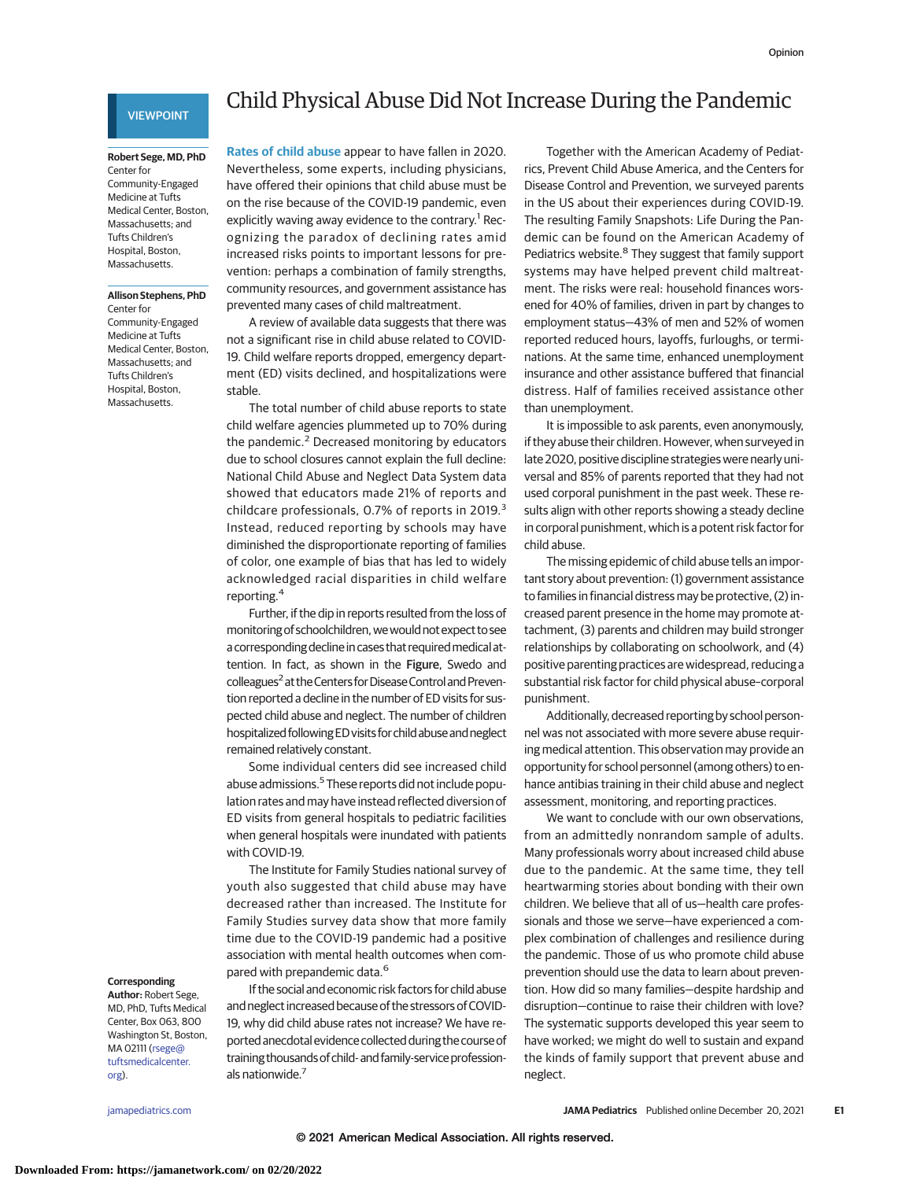VIEWPOINT

# Child Physical Abuse Did Not Increase During the Pandemic

**Robert Sege, MD, PhD**
Center for Community-Engaged Medicine at Tufts Medical Center, Boston, Massachusetts; and Tufts Children's Hospital, Boston, Massachusetts.

**Allison Stephens, PhD**
Center for Community-Engaged Medicine at Tufts Medical Center, Boston, Massachusetts; and Tufts Children's Hospital, Boston, Massachusetts.

**Corresponding Author:** Robert Sege, MD, PhD, Tufts Medical Center, Box 063, 800 Washington St, Boston, MA 02111 (rsege@tuftsmedicalcenter.org).

Rates of child abuse appear to have fallen in 2020. Nevertheless, some experts, including physicians, have offered their opinions that child abuse must be on the rise because of the COVID-19 pandemic, even explicitly waving away evidence to the contrary.[1] Recognizing the paradox of declining rates amid increased risks points to important lessons for prevention: perhaps a combination of family strengths, community resources, and government assistance has prevented many cases of child maltreatment.

A review of available data suggests that there was not a significant rise in child abuse related to COVID-19. Child welfare reports dropped, emergency department (ED) visits declined, and hospitalizations were stable.

The total number of child abuse reports to state child welfare agencies plummeted up to 70% during the pandemic.[2] Decreased monitoring by educators due to school closures cannot explain the full decline: National Child Abuse and Neglect Data System data showed that educators made 21% of reports and childcare professionals, 0.7% of reports in 2019.[3] Instead, reduced reporting by schools may have diminished the disproportionate reporting of families of color, one example of bias that has led to widely acknowledged racial disparities in child welfare reporting.[4]

Further, if the dip in reports resulted from the loss of monitoring of schoolchildren, we would not expect to see a corresponding decline in cases that required medical attention. In fact, as shown in the Figure, Swedo and colleagues[2] at the Centers for Disease Control and Prevention reported a decline in the number of ED visits for suspected child abuse and neglect. The number of children hospitalized following ED visits for child abuse and neglect remained relatively constant.

Some individual centers did see increased child abuse admissions.[5] These reports did not include population rates and may have instead reflected diversion of ED visits from general hospitals to pediatric facilities when general hospitals were inundated with patients with COVID-19.

The Institute for Family Studies national survey of youth also suggested that child abuse may have decreased rather than increased. The Institute for Family Studies survey data show that more family time due to the COVID-19 pandemic had a positive association with mental health outcomes when compared with prepandemic data.[6]

If the social and economic risk factors for child abuse and neglect increased because of the stressors of COVID-19, why did child abuse rates not increase? We have reported anecdotal evidence collected during the course of training thousands of child- and family-service professionals nationwide.[7]

Together with the American Academy of Pediatrics, Prevent Child Abuse America, and the Centers for Disease Control and Prevention, we surveyed parents in the US about their experiences during COVID-19. The resulting Family Snapshots: Life During the Pandemic can be found on the American Academy of Pediatrics website.[8] They suggest that family support systems may have helped prevent child maltreatment. The risks were real: household finances worsened for 40% of families, driven in part by changes to employment status—43% of men and 52% of women reported reduced hours, layoffs, furloughs, or terminations. At the same time, enhanced unemployment insurance and other assistance buffered that financial distress. Half of families received assistance other than unemployment.

It is impossible to ask parents, even anonymously, if they abuse their children. However, when surveyed in late 2020, positive discipline strategies were nearly universal and 85% of parents reported that they had not used corporal punishment in the past week. These results align with other reports showing a steady decline in corporal punishment, which is a potent risk factor for child abuse.

The missing epidemic of child abuse tells an important story about prevention: (1) government assistance to families in financial distress may be protective, (2) increased parent presence in the home may promote attachment, (3) parents and children may build stronger relationships by collaborating on schoolwork, and (4) positive parenting practices are widespread, reducing a substantial risk factor for child physical abuse–corporal punishment.

Additionally, decreased reporting by school personnel was not associated with more severe abuse requiring medical attention. This observation may provide an opportunity for school personnel (among others) to enhance antibias training in their child abuse and neglect assessment, monitoring, and reporting practices.

We want to conclude with our own observations, from an admittedly nonrandom sample of adults. Many professionals worry about increased child abuse due to the pandemic. At the same time, they tell heartwarming stories about bonding with their own children. We believe that all of us—health care professionals and those we serve—have experienced a complex combination of challenges and resilience during the pandemic. Those of us who promote child abuse prevention should use the data to learn about prevention. How did so many families—despite hardship and disruption—continue to raise their children with love? The systematic supports developed this year seem to have worked; we might do well to sustain and expand the kinds of family support that prevent abuse and neglect.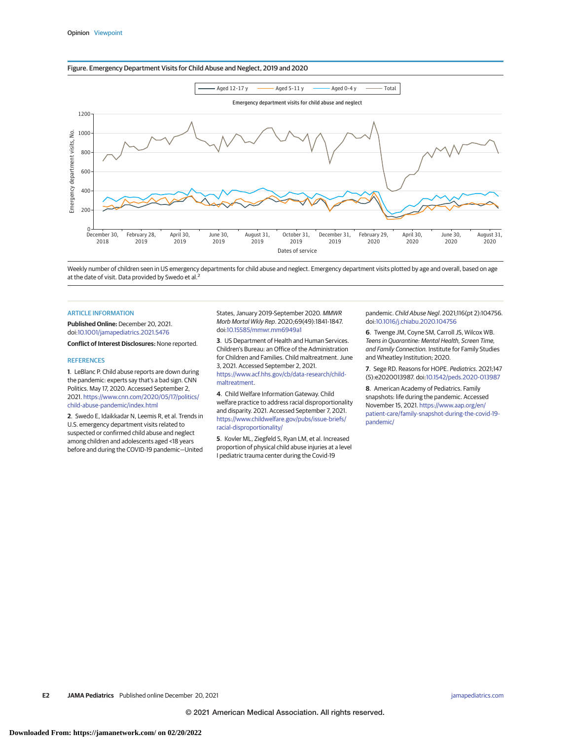**Figure. Emergency Department Visits for Child Abuse and Neglect, 2019 and 2020**

Aged 12-17 y
Aged 5-11 y
Aged 0-4 y
Total

Emergency department visits for child abuse and neglect

Emergency department visits, No.

0
200
400
600
800
1000
1200

December 30, 2018
February 28, 2019
April 30, 2019
June 30, 2019
August 31, 2019
October 31, 2019
December 31, 2019
February 29, 2020
April 30, 2020
June 30, 2020
August 31, 2020

Dates of service

Weekly number of children seen in US emergency departments for child abuse and neglect. Emergency department visits plotted by age and overall, based on age at the date of visit. Data provided by Swedo et al.[2]

## ARTICLE INFORMATION

**Published Online:** December 20, 2021. doi:10.1001/jamapediatrics.2021.5476

**Conflict of Interest Disclosures:** None reported.

## REFERENCES

1. LeBlanc P. Child abuse reports are down during the pandemic: experts say that's a bad sign. CNN Politics. May 17, 2020. Accessed September 2, 2021. https://www.cnn.com/2020/05/17/politics/child-abuse-pandemic/index.html

2. Swedo E, Idaikkadar N, Leemis R, et al. Trends in U.S. emergency department visits related to suspected or confirmed child abuse and neglect among children and adolescents aged <18 years before and during the COVID-19 pandemic—United States, January 2019-September 2020. *MMWR Morb Mortal Wkly Rep*. 2020;69(49):1841-1847. doi:10.15585/mmwr.mm6949a1

3. US Department of Health and Human Services. Children's Bureau: an Office of the Administration for Children and Families. Child maltreatment. June 3, 2021. Accessed September 2, 2021. https://www.acf.hhs.gov/cb/data-research/child-maltreatment.

4. Child Welfare Information Gateway. Child welfare practice to address racial disproportionality and disparity. 2021. Accessed September 7, 2021. https://www.childwelfare.gov/pubs/issue-briefs/racial-disproportionality/

5. Kovler ML, Ziegfeld S, Ryan LM, et al. Increased proportion of physical child abuse injuries at a level I pediatric trauma center during the Covid-19 pandemic. *Child Abuse Negl*. 2021;116(pt 2):104756. doi:10.1016/j.chiabu.2020.104756

6. Twenge JM, Coyne SM, Carroll JS, Wilcox WB. *Teens in Quarantine: Mental Health, Screen Time, and Family Connection.* Institute for Family Studies and Wheatley Institution; 2020.

7. Sege RD. Reasons for HOPE. *Pediatrics*. 2021;147(5):e2020013987. doi:10.1542/peds.2020-013987

8. American Academy of Pediatrics. Family snapshots: life during the pandemic. Accessed November 15, 2021. https://www.aap.org/en/patient-care/family-snapshot-during-the-covid-19-pandemic/